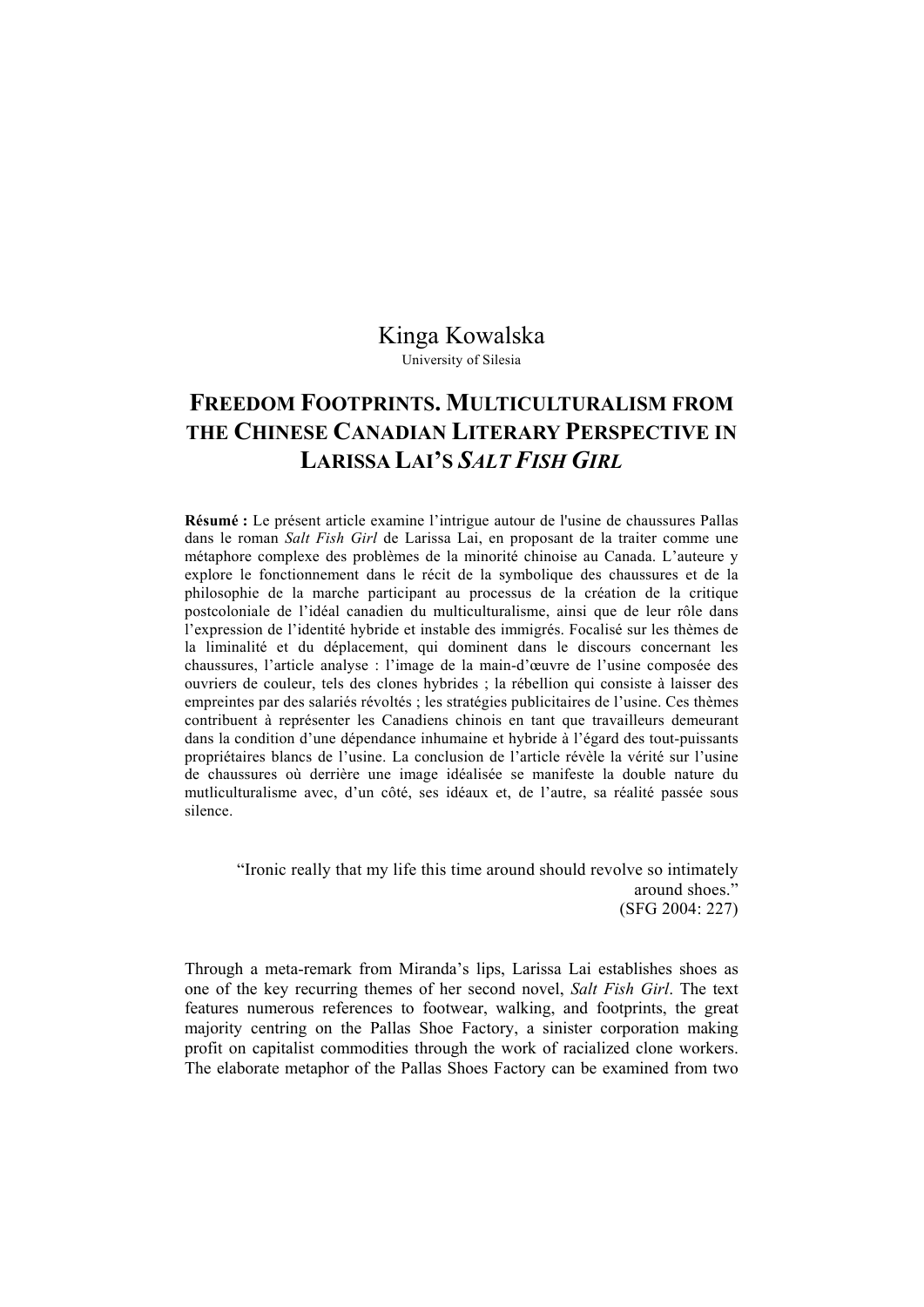Kinga Kowalska

University of Silesia

# FREEDOM FOOTPRINTS. MULTICULTURALISM FROM THE CHINESE CANADIAN LITERARY PERSPECTIVE IN LARISSA LAI'S *SALT FISH GIRL*

**Résumé :** Le présent article examine l'intrigue autour de l'usine de chaussures Pallas dans le roman *Salt Fish Girl* de Larissa Lai, en proposant de la traiter comme une métaphore complexe des problèmes de la minorité chinoise au Canada. L'auteure y explore le fonctionnement dans le récit de la symbolique des chaussures et de la philosophie de la marche participant au processus de la création de la critique postcoloniale de l'idéal canadien du multiculturalisme, ainsi que de leur rôle dans l'expression de l'identité hybride et instable des immigrés. Focalisé sur les thèmes de la liminalité et du déplacement, qui dominent dans le discours concernant les chaussures, l'article analyse : l'image de la main-d'œuvre de l'usine composée des ouvriers de couleur, tels des clones hybrides ; la rébellion qui consiste à laisser des empreintes par des salariés révoltés ; les stratégies publicitaires de l'usine. Ces thèmes contribuent à représenter les Canadiens chinois en tant que travailleurs demeurant dans la condition d'une dépendance inhumaine et hybride à l'égard des tout-puissants propriétaires blancs de l'usine. La conclusion de l'article révèle la vérité sur l'usine de chaussures où derrière une image idéalisée se manifeste la double nature du mutliculturalisme avec, d'un côté, ses idéaux et, de l'autre, sa réalité passée sous silence.

> "Ironic really that my life this time around should revolve so intimately around shoes."
>
> (SFG 2004: 227)

Through a meta-remark from Miranda's lips, Larissa Lai establishes shoes as one of the key recurring themes of her second novel, *Salt Fish Girl*. The text features numerous references to footwear, walking, and footprints, the great majority centring on the Pallas Shoe Factory, a sinister corporation making profit on capitalist commodities through the work of racialized clone workers. The elaborate metaphor of the Pallas Shoes Factory can be examined from two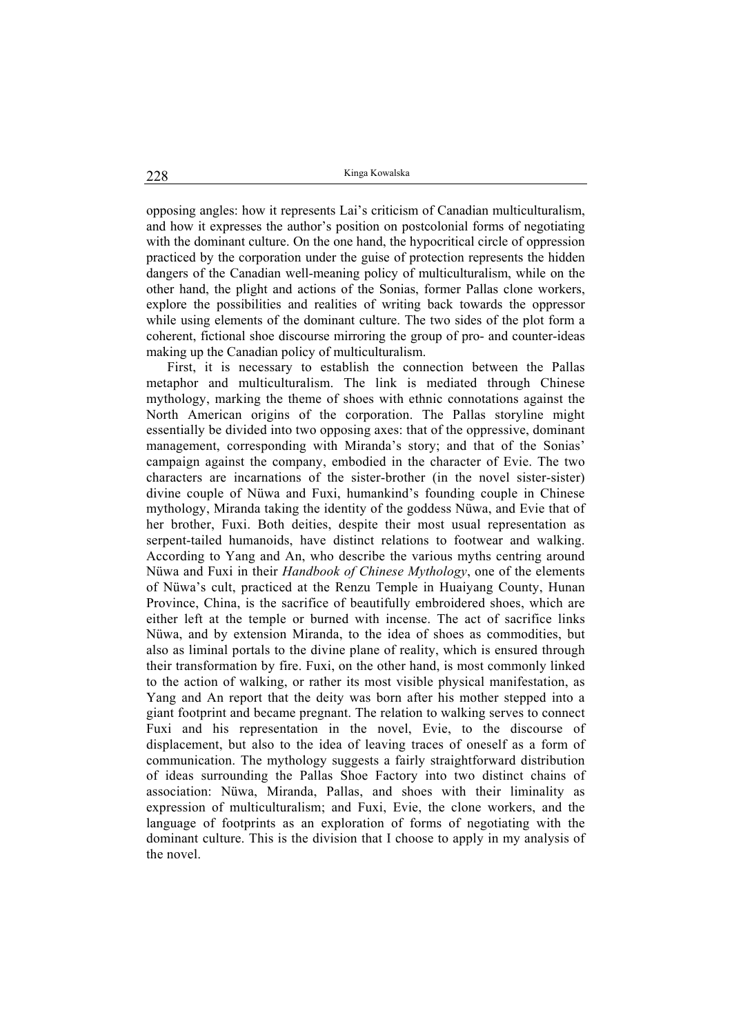opposing angles: how it represents Lai's criticism of Canadian multiculturalism, and how it expresses the author's position on postcolonial forms of negotiating with the dominant culture. On the one hand, the hypocritical circle of oppression practiced by the corporation under the guise of protection represents the hidden dangers of the Canadian well-meaning policy of multiculturalism, while on the other hand, the plight and actions of the Sonias, former Pallas clone workers, explore the possibilities and realities of writing back towards the oppressor while using elements of the dominant culture. The two sides of the plot form a coherent, fictional shoe discourse mirroring the group of pro- and counter-ideas making up the Canadian policy of multiculturalism.

First, it is necessary to establish the connection between the Pallas metaphor and multiculturalism. The link is mediated through Chinese mythology, marking the theme of shoes with ethnic connotations against the North American origins of the corporation. The Pallas storyline might essentially be divided into two opposing axes: that of the oppressive, dominant management, corresponding with Miranda's story; and that of the Sonias' campaign against the company, embodied in the character of Evie. The two characters are incarnations of the sister-brother (in the novel sister-sister) divine couple of Nüwa and Fuxi, humankind's founding couple in Chinese mythology, Miranda taking the identity of the goddess Nüwa, and Evie that of her brother, Fuxi. Both deities, despite their most usual representation as serpent-tailed humanoids, have distinct relations to footwear and walking. According to Yang and An, who describe the various myths centring around Nüwa and Fuxi in their *Handbook of Chinese Mythology*, one of the elements of Nüwa's cult, practiced at the Renzu Temple in Huaiyang County, Hunan Province, China, is the sacrifice of beautifully embroidered shoes, which are either left at the temple or burned with incense. The act of sacrifice links Nüwa, and by extension Miranda, to the idea of shoes as commodities, but also as liminal portals to the divine plane of reality, which is ensured through their transformation by fire. Fuxi, on the other hand, is most commonly linked to the action of walking, or rather its most visible physical manifestation, as Yang and An report that the deity was born after his mother stepped into a giant footprint and became pregnant. The relation to walking serves to connect Fuxi and his representation in the novel, Evie, to the discourse of displacement, but also to the idea of leaving traces of oneself as a form of communication. The mythology suggests a fairly straightforward distribution of ideas surrounding the Pallas Shoe Factory into two distinct chains of association: Nüwa, Miranda, Pallas, and shoes with their liminality as expression of multiculturalism; and Fuxi, Evie, the clone workers, and the language of footprints as an exploration of forms of negotiating with the dominant culture. This is the division that I choose to apply in my analysis of the novel.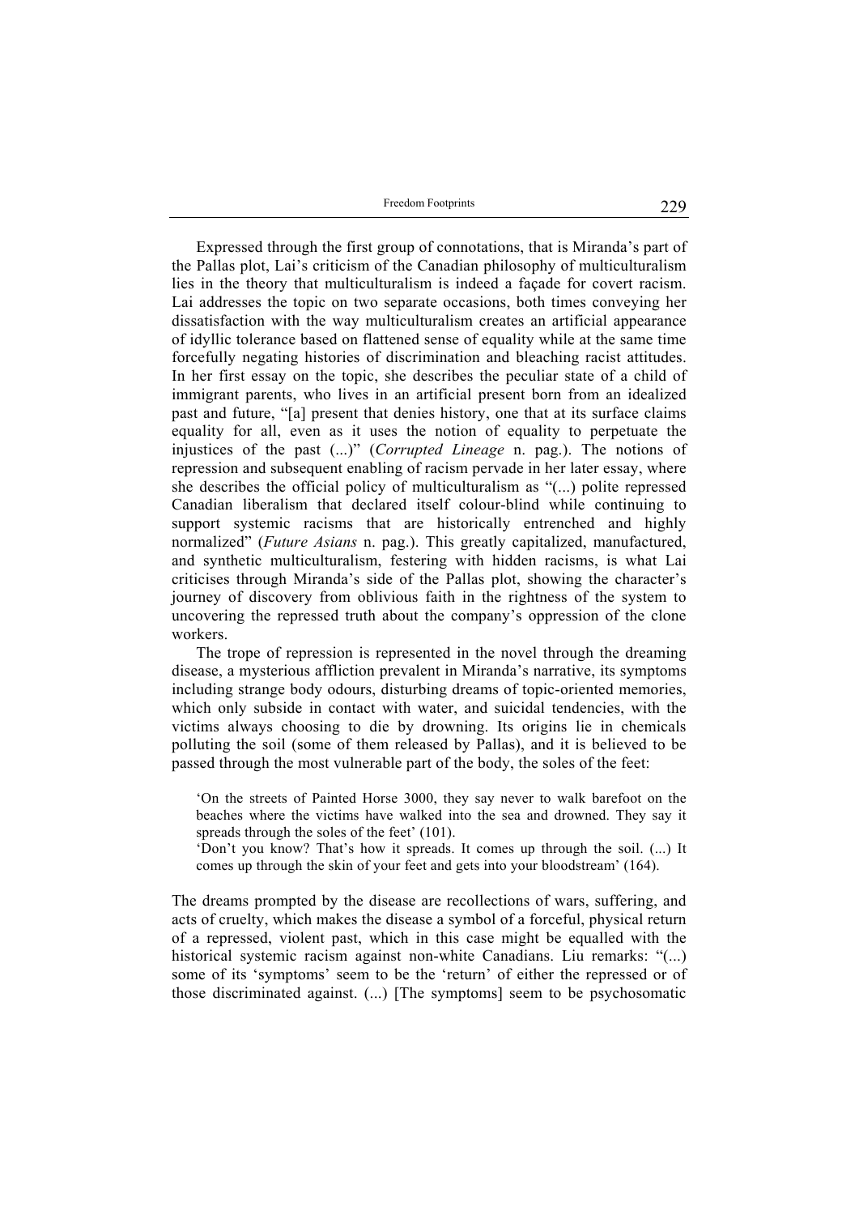Expressed through the first group of connotations, that is Miranda's part of the Pallas plot, Lai's criticism of the Canadian philosophy of multiculturalism lies in the theory that multiculturalism is indeed a façade for covert racism. Lai addresses the topic on two separate occasions, both times conveying her dissatisfaction with the way multiculturalism creates an artificial appearance of idyllic tolerance based on flattened sense of equality while at the same time forcefully negating histories of discrimination and bleaching racist attitudes. In her first essay on the topic, she describes the peculiar state of a child of immigrant parents, who lives in an artificial present born from an idealized past and future, "[a] present that denies history, one that at its surface claims equality for all, even as it uses the notion of equality to perpetuate the injustices of the past (...)" (*Corrupted Lineage* n. pag.). The notions of repression and subsequent enabling of racism pervade in her later essay, where she describes the official policy of multiculturalism as "(...) polite repressed Canadian liberalism that declared itself colour-blind while continuing to support systemic racisms that are historically entrenched and highly normalized" (*Future Asians* n. pag.). This greatly capitalized, manufactured, and synthetic multiculturalism, festering with hidden racisms, is what Lai criticises through Miranda's side of the Pallas plot, showing the character's journey of discovery from oblivious faith in the rightness of the system to uncovering the repressed truth about the company's oppression of the clone workers.

The trope of repression is represented in the novel through the dreaming disease, a mysterious affliction prevalent in Miranda's narrative, its symptoms including strange body odours, disturbing dreams of topic-oriented memories, which only subside in contact with water, and suicidal tendencies, with the victims always choosing to die by drowning. Its origins lie in chemicals polluting the soil (some of them released by Pallas), and it is believed to be passed through the most vulnerable part of the body, the soles of the feet:

> 'On the streets of Painted Horse 3000, they say never to walk barefoot on the beaches where the victims have walked into the sea and drowned. They say it spreads through the soles of the feet' (101).
>
> 'Don't you know? That's how it spreads. It comes up through the soil. (...) It comes up through the skin of your feet and gets into your bloodstream' (164).

The dreams prompted by the disease are recollections of wars, suffering, and acts of cruelty, which makes the disease a symbol of a forceful, physical return of a repressed, violent past, which in this case might be equalled with the historical systemic racism against non-white Canadians. Liu remarks: "(...) some of its 'symptoms' seem to be the 'return' of either the repressed or of those discriminated against. (...) [The symptoms] seem to be psychosomatic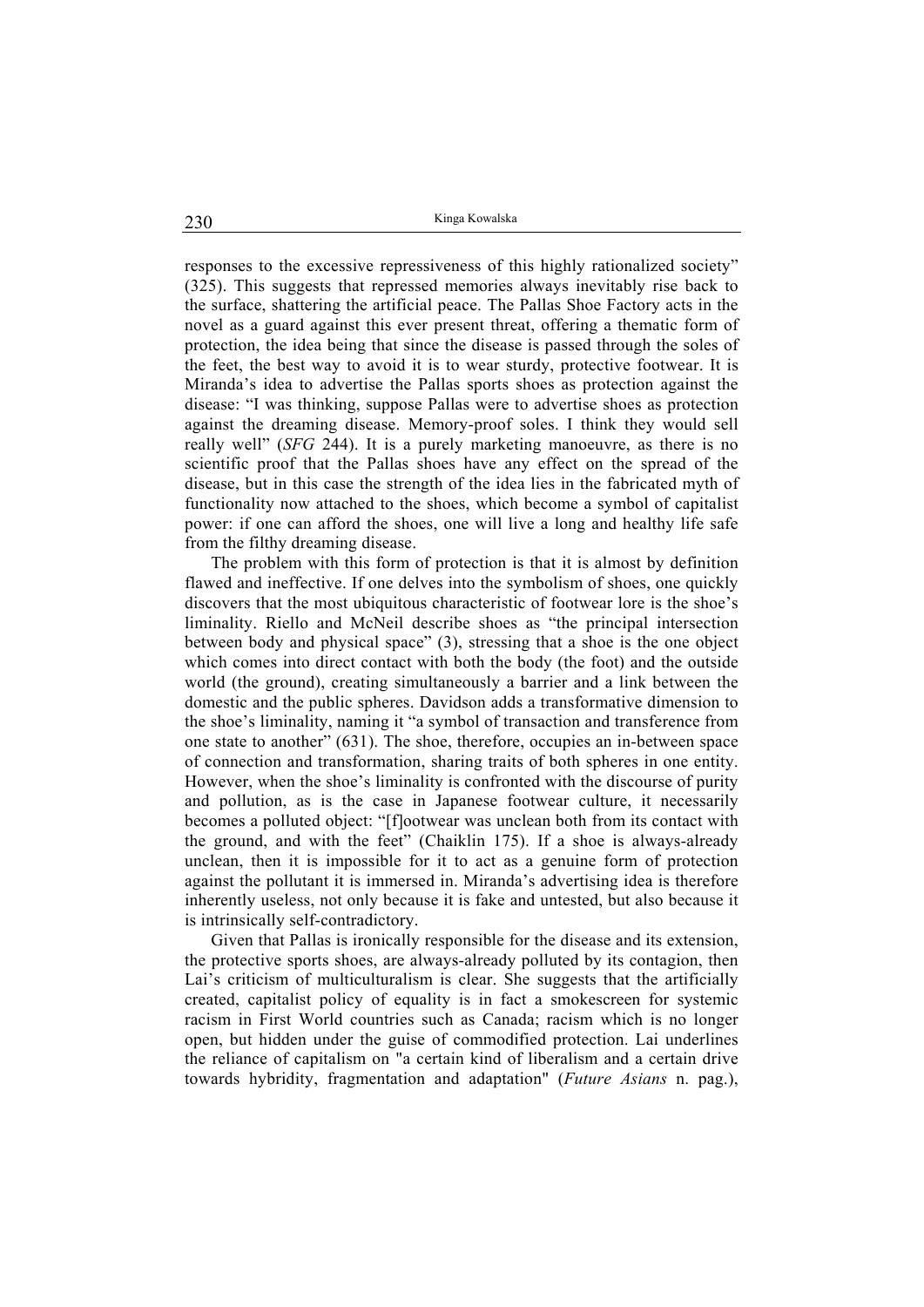responses to the excessive repressiveness of this highly rationalized society" (325). This suggests that repressed memories always inevitably rise back to the surface, shattering the artificial peace. The Pallas Shoe Factory acts in the novel as a guard against this ever present threat, offering a thematic form of protection, the idea being that since the disease is passed through the soles of the feet, the best way to avoid it is to wear sturdy, protective footwear. It is Miranda's idea to advertise the Pallas sports shoes as protection against the disease: "I was thinking, suppose Pallas were to advertise shoes as protection against the dreaming disease. Memory-proof soles. I think they would sell really well" (*SFG* 244). It is a purely marketing manoeuvre, as there is no scientific proof that the Pallas shoes have any effect on the spread of the disease, but in this case the strength of the idea lies in the fabricated myth of functionality now attached to the shoes, which become a symbol of capitalist power: if one can afford the shoes, one will live a long and healthy life safe from the filthy dreaming disease.

The problem with this form of protection is that it is almost by definition flawed and ineffective. If one delves into the symbolism of shoes, one quickly discovers that the most ubiquitous characteristic of footwear lore is the shoe's liminality. Riello and McNeil describe shoes as "the principal intersection between body and physical space" (3), stressing that a shoe is the one object which comes into direct contact with both the body (the foot) and the outside world (the ground), creating simultaneously a barrier and a link between the domestic and the public spheres. Davidson adds a transformative dimension to the shoe's liminality, naming it "a symbol of transaction and transference from one state to another" (631). The shoe, therefore, occupies an in-between space of connection and transformation, sharing traits of both spheres in one entity. However, when the shoe's liminality is confronted with the discourse of purity and pollution, as is the case in Japanese footwear culture, it necessarily becomes a polluted object: "[f]ootwear was unclean both from its contact with the ground, and with the feet" (Chaiklin 175). If a shoe is always-already unclean, then it is impossible for it to act as a genuine form of protection against the pollutant it is immersed in. Miranda's advertising idea is therefore inherently useless, not only because it is fake and untested, but also because it is intrinsically self-contradictory.

Given that Pallas is ironically responsible for the disease and its extension, the protective sports shoes, are always-already polluted by its contagion, then Lai's criticism of multiculturalism is clear. She suggests that the artificially created, capitalist policy of equality is in fact a smokescreen for systemic racism in First World countries such as Canada; racism which is no longer open, but hidden under the guise of commodified protection. Lai underlines the reliance of capitalism on "a certain kind of liberalism and a certain drive towards hybridity, fragmentation and adaptation" (*Future Asians* n. pag.),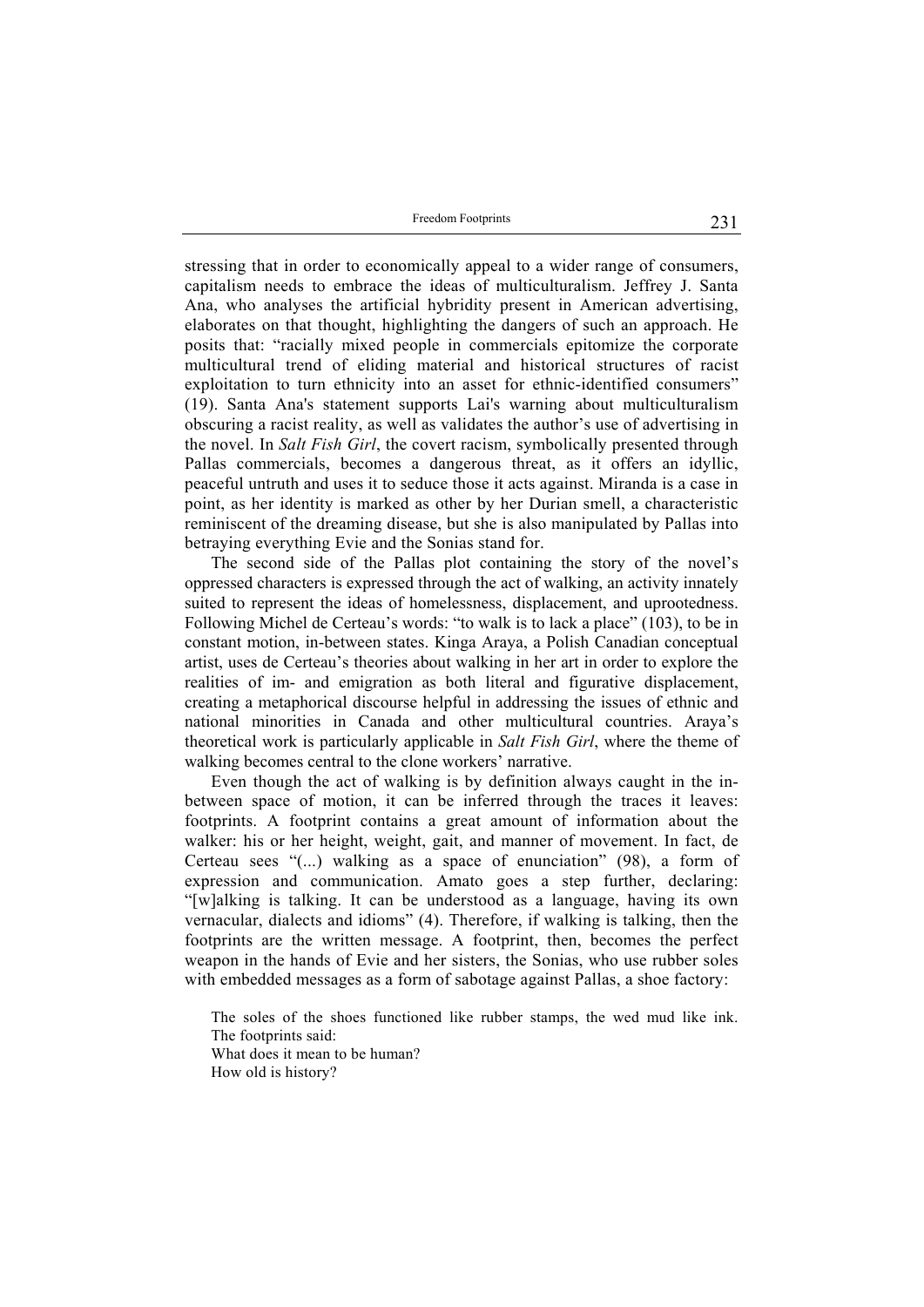stressing that in order to economically appeal to a wider range of consumers, capitalism needs to embrace the ideas of multiculturalism. Jeffrey J. Santa Ana, who analyses the artificial hybridity present in American advertising, elaborates on that thought, highlighting the dangers of such an approach. He posits that: "racially mixed people in commercials epitomize the corporate multicultural trend of eliding material and historical structures of racist exploitation to turn ethnicity into an asset for ethnic-identified consumers" (19). Santa Ana's statement supports Lai's warning about multiculturalism obscuring a racist reality, as well as validates the author's use of advertising in the novel. In *Salt Fish Girl*, the covert racism, symbolically presented through Pallas commercials, becomes a dangerous threat, as it offers an idyllic, peaceful untruth and uses it to seduce those it acts against. Miranda is a case in point, as her identity is marked as other by her Durian smell, a characteristic reminiscent of the dreaming disease, but she is also manipulated by Pallas into betraying everything Evie and the Sonias stand for.

The second side of the Pallas plot containing the story of the novel's oppressed characters is expressed through the act of walking, an activity innately suited to represent the ideas of homelessness, displacement, and uprootedness. Following Michel de Certeau's words: "to walk is to lack a place" (103), to be in constant motion, in-between states. Kinga Araya, a Polish Canadian conceptual artist, uses de Certeau's theories about walking in her art in order to explore the realities of im- and emigration as both literal and figurative displacement, creating a metaphorical discourse helpful in addressing the issues of ethnic and national minorities in Canada and other multicultural countries. Araya's theoretical work is particularly applicable in *Salt Fish Girl*, where the theme of walking becomes central to the clone workers' narrative.

Even though the act of walking is by definition always caught in the in-between space of motion, it can be inferred through the traces it leaves: footprints. A footprint contains a great amount of information about the walker: his or her height, weight, gait, and manner of movement. In fact, de Certeau sees "(...) walking as a space of enunciation" (98), a form of expression and communication. Amato goes a step further, declaring: "[w]alking is talking. It can be understood as a language, having its own vernacular, dialects and idioms" (4). Therefore, if walking is talking, then the footprints are the written message. A footprint, then, becomes the perfect weapon in the hands of Evie and her sisters, the Sonias, who use rubber soles with embedded messages as a form of sabotage against Pallas, a shoe factory:

> The soles of the shoes functioned like rubber stamps, the wed mud like ink. The footprints said:
> What does it mean to be human?
> How old is history?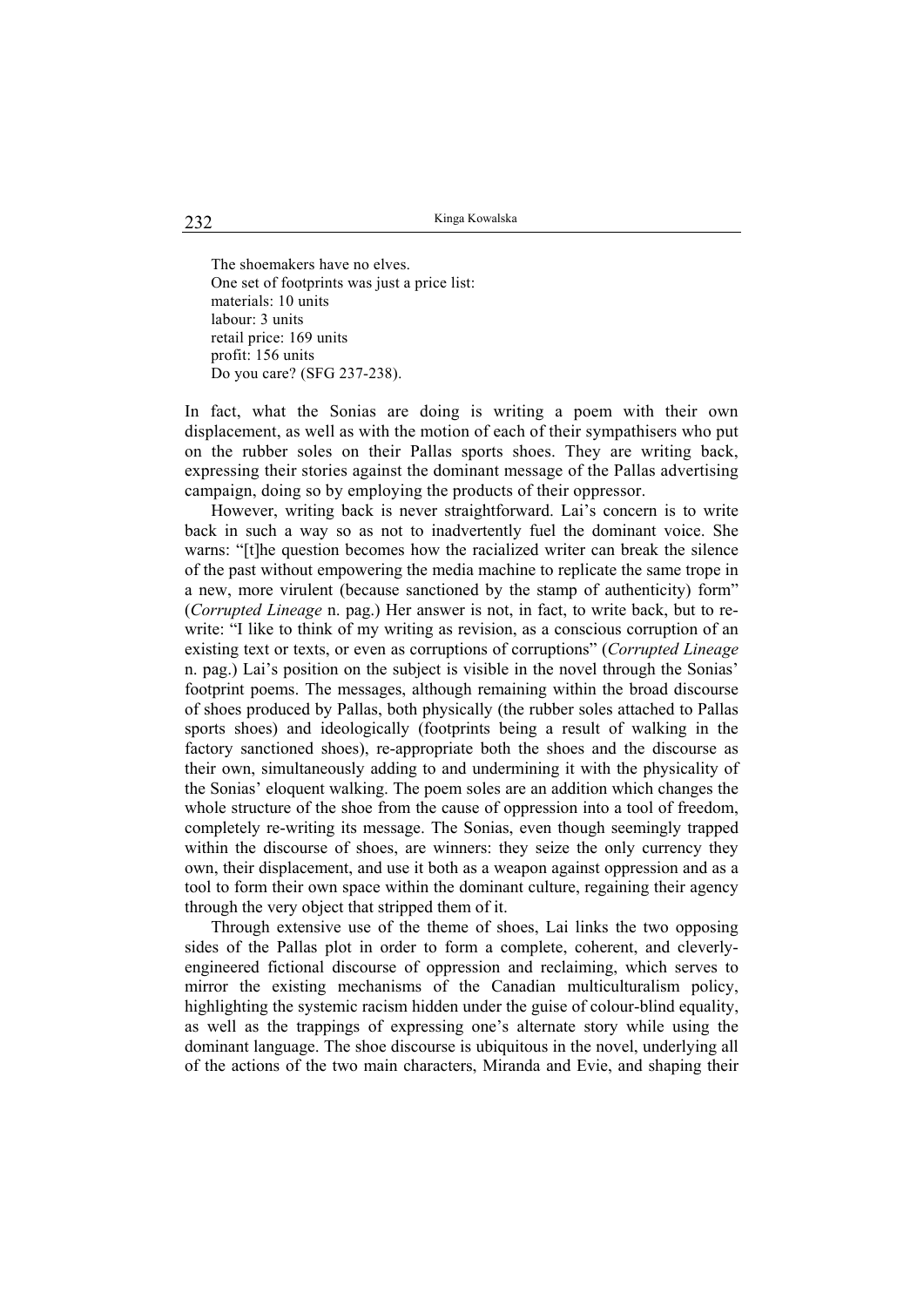> The shoemakers have no elves.  
> One set of footprints was just a price list:  
> materials: 10 units  
> labour: 3 units  
> retail price: 169 units  
> profit: 156 units  
> Do you care? (SFG 237-238).

In fact, what the Sonias are doing is writing a poem with their own displacement, as well as with the motion of each of their sympathisers who put on the rubber soles on their Pallas sports shoes. They are writing back, expressing their stories against the dominant message of the Pallas advertising campaign, doing so by employing the products of their oppressor.

However, writing back is never straightforward. Lai's concern is to write back in such a way so as not to inadvertently fuel the dominant voice. She warns: "[t]he question becomes how the racialized writer can break the silence of the past without empowering the media machine to replicate the same trope in a new, more virulent (because sanctioned by the stamp of authenticity) form" (*Corrupted Lineage* n. pag.) Her answer is not, in fact, to write back, but to re-write: "I like to think of my writing as revision, as a conscious corruption of an existing text or texts, or even as corruptions of corruptions" (*Corrupted Lineage* n. pag.) Lai's position on the subject is visible in the novel through the Sonias' footprint poems. The messages, although remaining within the broad discourse of shoes produced by Pallas, both physically (the rubber soles attached to Pallas sports shoes) and ideologically (footprints being a result of walking in the factory sanctioned shoes), re-appropriate both the shoes and the discourse as their own, simultaneously adding to and undermining it with the physicality of the Sonias' eloquent walking. The poem soles are an addition which changes the whole structure of the shoe from the cause of oppression into a tool of freedom, completely re-writing its message. The Sonias, even though seemingly trapped within the discourse of shoes, are winners: they seize the only currency they own, their displacement, and use it both as a weapon against oppression and as a tool to form their own space within the dominant culture, regaining their agency through the very object that stripped them of it.

Through extensive use of the theme of shoes, Lai links the two opposing sides of the Pallas plot in order to form a complete, coherent, and cleverly-engineered fictional discourse of oppression and reclaiming, which serves to mirror the existing mechanisms of the Canadian multiculturalism policy, highlighting the systemic racism hidden under the guise of colour-blind equality, as well as the trappings of expressing one's alternate story while using the dominant language. The shoe discourse is ubiquitous in the novel, underlying all of the actions of the two main characters, Miranda and Evie, and shaping their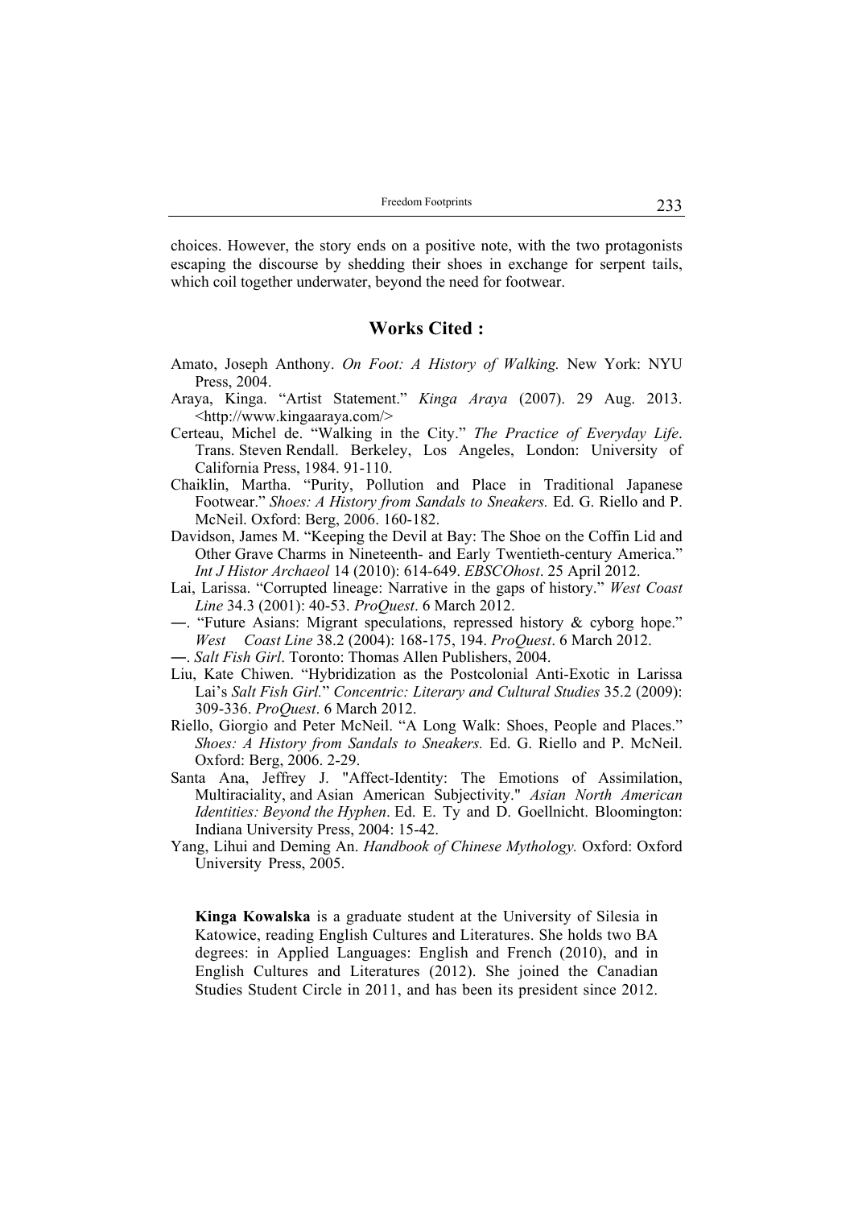choices. However, the story ends on a positive note, with the two protagonists escaping the discourse by shedding their shoes in exchange for serpent tails, which coil together underwater, beyond the need for footwear.

## Works Cited :

Amato, Joseph Anthony. *On Foot: A History of Walking.* New York: NYU Press, 2004.

Araya, Kinga. "Artist Statement." *Kinga Araya* (2007). 29 Aug. 2013. <http://www.kingaaraya.com/>

Certeau, Michel de. "Walking in the City." *The Practice of Everyday Life*. Trans. Steven Rendall. Berkeley, Los Angeles, London: University of California Press, 1984. 91-110.

Chaiklin, Martha. "Purity, Pollution and Place in Traditional Japanese Footwear." *Shoes: A History from Sandals to Sneakers.* Ed. G. Riello and P. McNeil. Oxford: Berg, 2006. 160-182.

Davidson, James M. "Keeping the Devil at Bay: The Shoe on the Coffin Lid and Other Grave Charms in Nineteenth- and Early Twentieth-century America." *Int J Histor Archaeol* 14 (2010): 614-649. *EBSCOhost*. 25 April 2012.

Lai, Larissa. "Corrupted lineage: Narrative in the gaps of history." *West Coast Line* 34.3 (2001): 40-53. *ProQuest*. 6 March 2012.

—. "Future Asians: Migrant speculations, repressed history & cyborg hope." *West Coast Line* 38.2 (2004): 168-175, 194. *ProQuest*. 6 March 2012.

—. *Salt Fish Girl*. Toronto: Thomas Allen Publishers, 2004.

Liu, Kate Chiwen. "Hybridization as the Postcolonial Anti-Exotic in Larissa Lai's *Salt Fish Girl.*" *Concentric: Literary and Cultural Studies* 35.2 (2009): 309-336. *ProQuest*. 6 March 2012.

Riello, Giorgio and Peter McNeil. "A Long Walk: Shoes, People and Places." *Shoes: A History from Sandals to Sneakers.* Ed. G. Riello and P. McNeil. Oxford: Berg, 2006. 2-29.

Santa Ana, Jeffrey J. "Affect-Identity: The Emotions of Assimilation, Multiraciality, and Asian American Subjectivity." *Asian North American Identities: Beyond the Hyphen*. Ed. E. Ty and D. Goellnicht. Bloomington: Indiana University Press, 2004: 15-42.

Yang, Lihui and Deming An. *Handbook of Chinese Mythology.* Oxford: Oxford University Press, 2005.

**Kinga Kowalska** is a graduate student at the University of Silesia in Katowice, reading English Cultures and Literatures. She holds two BA degrees: in Applied Languages: English and French (2010), and in English Cultures and Literatures (2012). She joined the Canadian Studies Student Circle in 2011, and has been its president since 2012.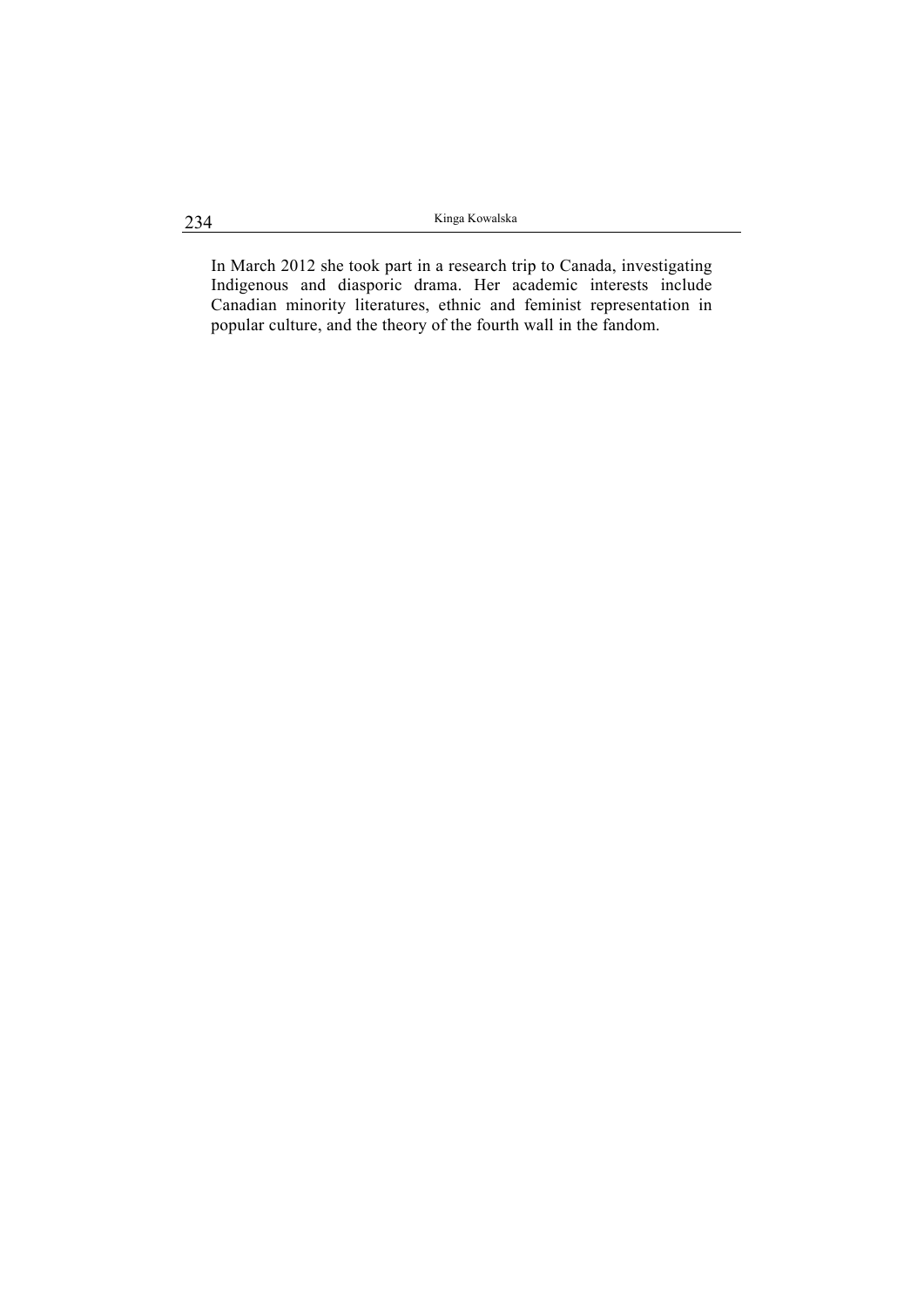In March 2012 she took part in a research trip to Canada, investigating Indigenous and diasporic drama. Her academic interests include Canadian minority literatures, ethnic and feminist representation in popular culture, and the theory of the fourth wall in the fandom.